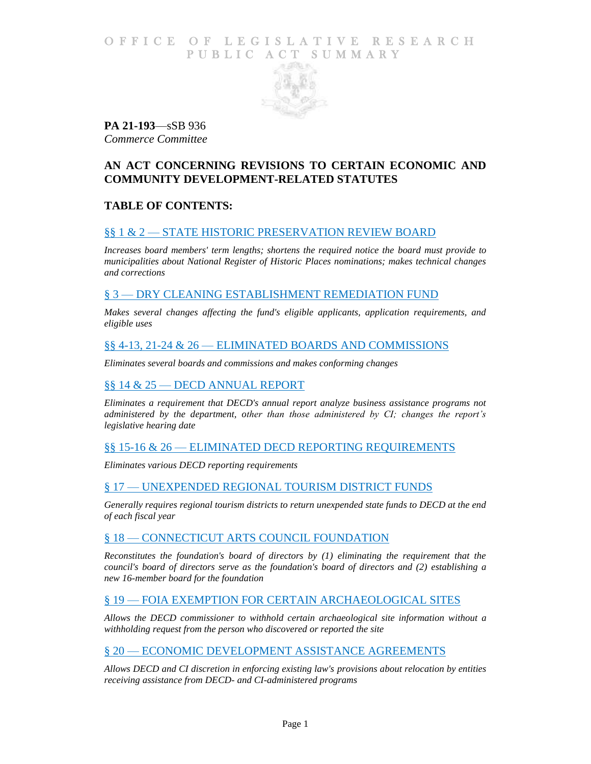# OFFICE OF LEGISLATIVE RESEARCH PUBLIC ACT SUMMARY

**PA 21-193**—sSB 936
*Commerce Committee*

## AN ACT CONCERNING REVISIONS TO CERTAIN ECONOMIC AND COMMUNITY DEVELOPMENT-RELATED STATUTES

## TABLE OF CONTENTS:

### §§ 1 & 2 — STATE HISTORIC PRESERVATION REVIEW BOARD

*Increases board members' term lengths; shortens the required notice the board must provide to municipalities about National Register of Historic Places nominations; makes technical changes and corrections*

### § 3 — DRY CLEANING ESTABLISHMENT REMEDIATION FUND

*Makes several changes affecting the fund's eligible applicants, application requirements, and eligible uses*

### §§ 4-13, 21-24 & 26 — ELIMINATED BOARDS AND COMMISSIONS

*Eliminates several boards and commissions and makes conforming changes*

### §§ 14 & 25 — DECD ANNUAL REPORT

*Eliminates a requirement that DECD's annual report analyze business assistance programs not administered by the department, other than those administered by CI; changes the report's legislative hearing date*

### §§ 15-16 & 26 — ELIMINATED DECD REPORTING REQUIREMENTS

*Eliminates various DECD reporting requirements*

### § 17 — UNEXPENDED REGIONAL TOURISM DISTRICT FUNDS

*Generally requires regional tourism districts to return unexpended state funds to DECD at the end of each fiscal year*

### § 18 — CONNECTICUT ARTS COUNCIL FOUNDATION

*Reconstitutes the foundation's board of directors by (1) eliminating the requirement that the council's board of directors serve as the foundation's board of directors and (2) establishing a new 16-member board for the foundation*

### § 19 — FOIA EXEMPTION FOR CERTAIN ARCHAEOLOGICAL SITES

*Allows the DECD commissioner to withhold certain archaeological site information without a withholding request from the person who discovered or reported the site*

### § 20 — ECONOMIC DEVELOPMENT ASSISTANCE AGREEMENTS

*Allows DECD and CI discretion in enforcing existing law's provisions about relocation by entities receiving assistance from DECD- and CI-administered programs*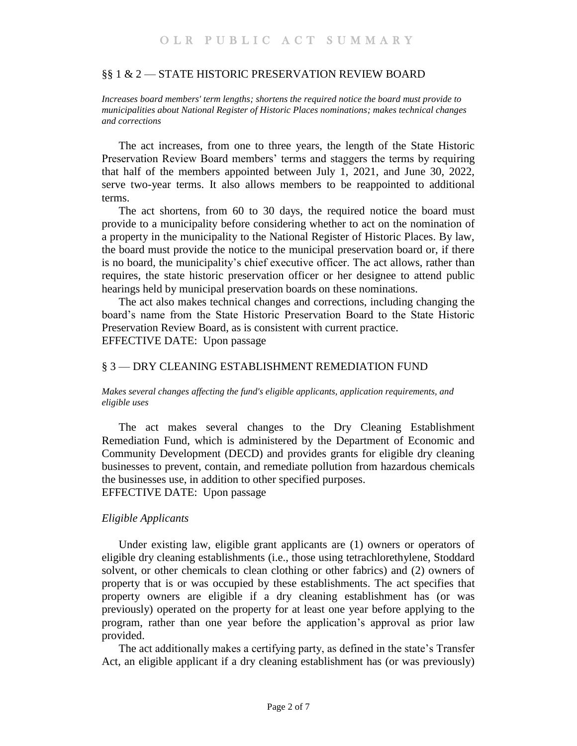## §§ 1 & 2 — STATE HISTORIC PRESERVATION REVIEW BOARD

*Increases board members' term lengths; shortens the required notice the board must provide to municipalities about National Register of Historic Places nominations; makes technical changes and corrections*

The act increases, from one to three years, the length of the State Historic Preservation Review Board members' terms and staggers the terms by requiring that half of the members appointed between July 1, 2021, and June 30, 2022, serve two-year terms. It also allows members to be reappointed to additional terms.

The act shortens, from 60 to 30 days, the required notice the board must provide to a municipality before considering whether to act on the nomination of a property in the municipality to the National Register of Historic Places. By law, the board must provide the notice to the municipal preservation board or, if there is no board, the municipality's chief executive officer. The act allows, rather than requires, the state historic preservation officer or her designee to attend public hearings held by municipal preservation boards on these nominations.

The act also makes technical changes and corrections, including changing the board's name from the State Historic Preservation Board to the State Historic Preservation Review Board, as is consistent with current practice.

EFFECTIVE DATE: Upon passage

## § 3 — DRY CLEANING ESTABLISHMENT REMEDIATION FUND

*Makes several changes affecting the fund's eligible applicants, application requirements, and eligible uses*

The act makes several changes to the Dry Cleaning Establishment Remediation Fund, which is administered by the Department of Economic and Community Development (DECD) and provides grants for eligible dry cleaning businesses to prevent, contain, and remediate pollution from hazardous chemicals the businesses use, in addition to other specified purposes.

EFFECTIVE DATE: Upon passage

### *Eligible Applicants*

Under existing law, eligible grant applicants are (1) owners or operators of eligible dry cleaning establishments (i.e., those using tetrachlorethylene, Stoddard solvent, or other chemicals to clean clothing or other fabrics) and (2) owners of property that is or was occupied by these establishments. The act specifies that property owners are eligible if a dry cleaning establishment has (or was previously) operated on the property for at least one year before applying to the program, rather than one year before the application's approval as prior law provided.

The act additionally makes a certifying party, as defined in the state's Transfer Act, an eligible applicant if a dry cleaning establishment has (or was previously)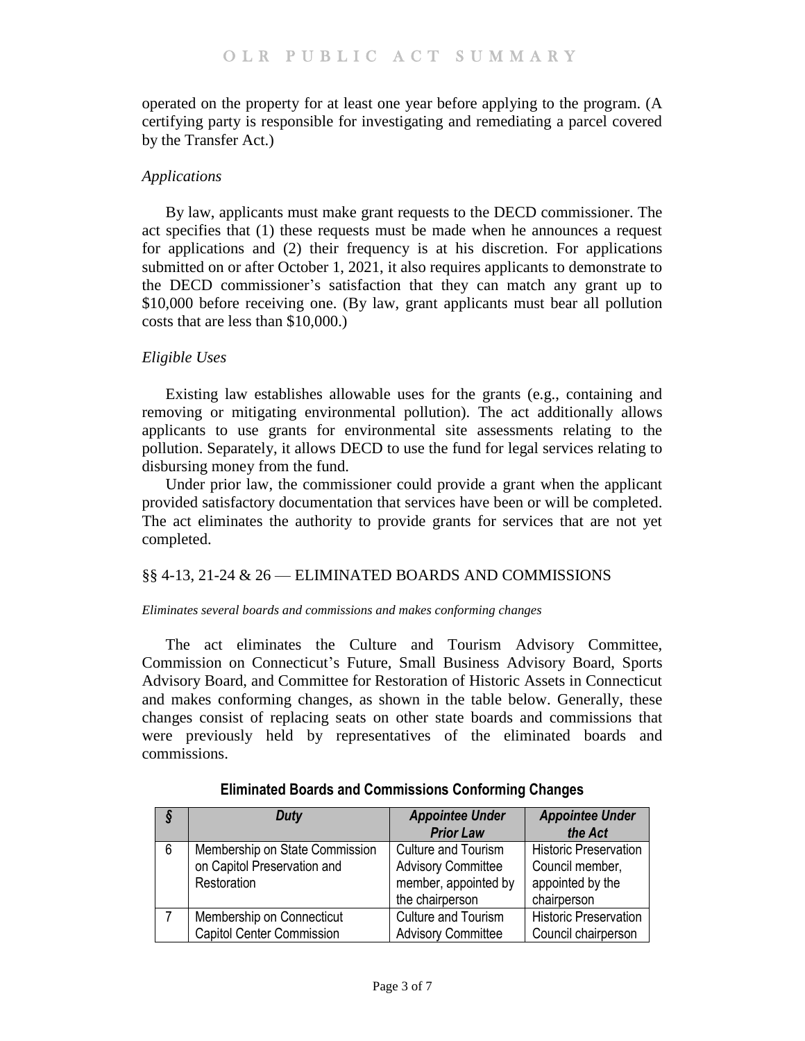operated on the property for at least one year before applying to the program. (A certifying party is responsible for investigating and remediating a parcel covered by the Transfer Act.)

*Applications*

By law, applicants must make grant requests to the DECD commissioner. The act specifies that (1) these requests must be made when he announces a request for applications and (2) their frequency is at his discretion. For applications submitted on or after October 1, 2021, it also requires applicants to demonstrate to the DECD commissioner's satisfaction that they can match any grant up to $10,000 before receiving one. (By law, grant applicants must bear all pollution costs that are less than $10,000.)

*Eligible Uses*

Existing law establishes allowable uses for the grants (e.g., containing and removing or mitigating environmental pollution). The act additionally allows applicants to use grants for environmental site assessments relating to the pollution. Separately, it allows DECD to use the fund for legal services relating to disbursing money from the fund.

Under prior law, the commissioner could provide a grant when the applicant provided satisfactory documentation that services have been or will be completed. The act eliminates the authority to provide grants for services that are not yet completed.

## §§ 4-13, 21-24 & 26 — ELIMINATED BOARDS AND COMMISSIONS

*Eliminates several boards and commissions and makes conforming changes*

The act eliminates the Culture and Tourism Advisory Committee, Commission on Connecticut's Future, Small Business Advisory Board, Sports Advisory Board, and Committee for Restoration of Historic Assets in Connecticut and makes conforming changes, as shown in the table below. Generally, these changes consist of replacing seats on other state boards and commissions that were previously held by representatives of the eliminated boards and commissions.

**Eliminated Boards and Commissions Conforming Changes**

| *§* | *Duty* | *Appointee Under Prior Law* | *Appointee Under the Act* |
|---|---|---|---|
| 6 | Membership on State Commission on Capitol Preservation and Restoration | Culture and Tourism Advisory Committee member, appointed by the chairperson | Historic Preservation Council member, appointed by the chairperson |
| 7 | Membership on Connecticut Capitol Center Commission | Culture and Tourism Advisory Committee | Historic Preservation Council chairperson |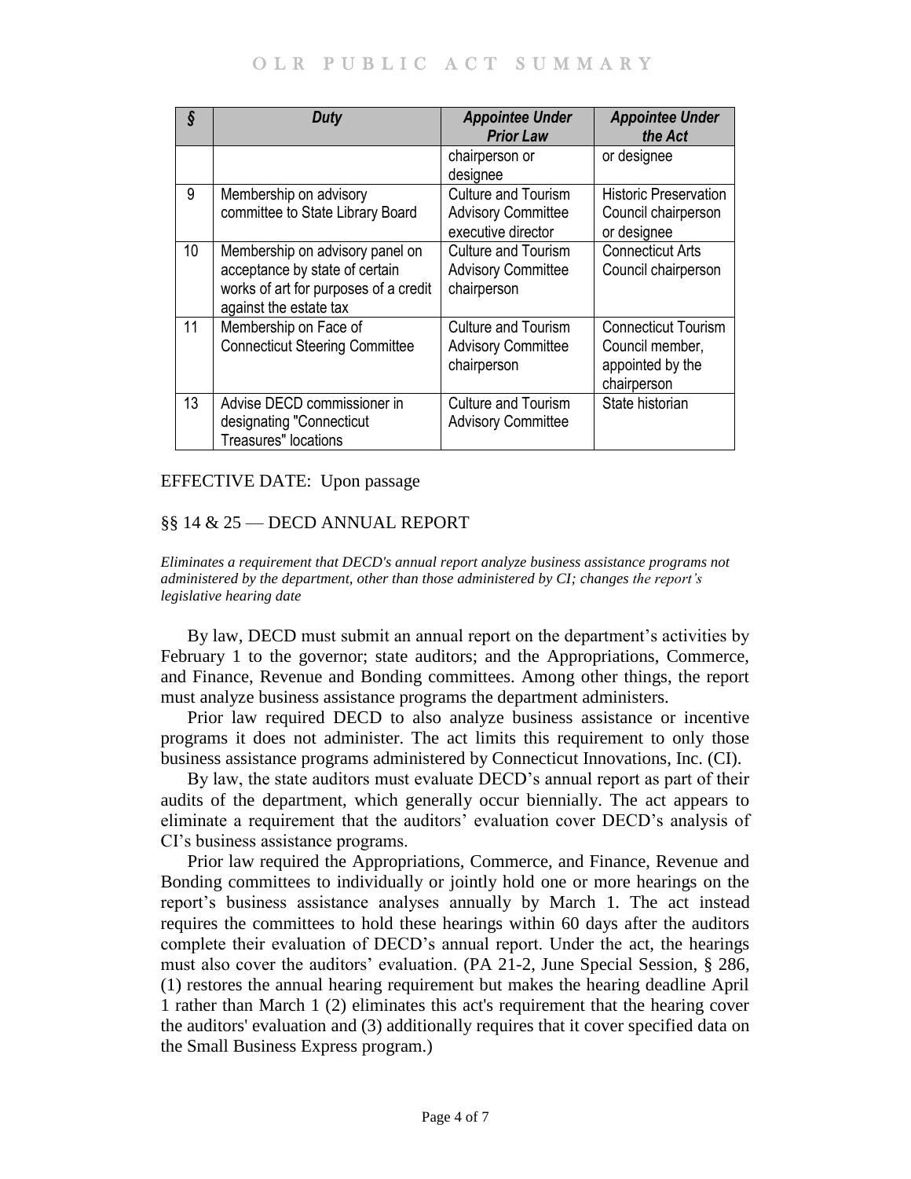| § | Duty | Appointee Under Prior Law | Appointee Under the Act |
|---|---|---|---|
| | | chairperson or designee | or designee |
| 9 | Membership on advisory committee to State Library Board | Culture and Tourism Advisory Committee executive director | Historic Preservation Council chairperson or designee |
| 10 | Membership on advisory panel on acceptance by state of certain works of art for purposes of a credit against the estate tax | Culture and Tourism Advisory Committee chairperson | Connecticut Arts Council chairperson |
| 11 | Membership on Face of Connecticut Steering Committee | Culture and Tourism Advisory Committee chairperson | Connecticut Tourism Council member, appointed by the chairperson |
| 13 | Advise DECD commissioner in designating "Connecticut Treasures" locations | Culture and Tourism Advisory Committee | State historian |

EFFECTIVE DATE: Upon passage

## §§ 14 & 25 — DECD ANNUAL REPORT

*Eliminates a requirement that DECD's annual report analyze business assistance programs not administered by the department, other than those administered by CI; changes the report's legislative hearing date*

By law, DECD must submit an annual report on the department's activities by February 1 to the governor; state auditors; and the Appropriations, Commerce, and Finance, Revenue and Bonding committees. Among other things, the report must analyze business assistance programs the department administers.

Prior law required DECD to also analyze business assistance or incentive programs it does not administer. The act limits this requirement to only those business assistance programs administered by Connecticut Innovations, Inc. (CI).

By law, the state auditors must evaluate DECD's annual report as part of their audits of the department, which generally occur biennially. The act appears to eliminate a requirement that the auditors' evaluation cover DECD's analysis of CI's business assistance programs.

Prior law required the Appropriations, Commerce, and Finance, Revenue and Bonding committees to individually or jointly hold one or more hearings on the report's business assistance analyses annually by March 1. The act instead requires the committees to hold these hearings within 60 days after the auditors complete their evaluation of DECD's annual report. Under the act, the hearings must also cover the auditors' evaluation. (PA 21-2, June Special Session, § 286, (1) restores the annual hearing requirement but makes the hearing deadline April 1 rather than March 1 (2) eliminates this act's requirement that the hearing cover the auditors' evaluation and (3) additionally requires that it cover specified data on the Small Business Express program.)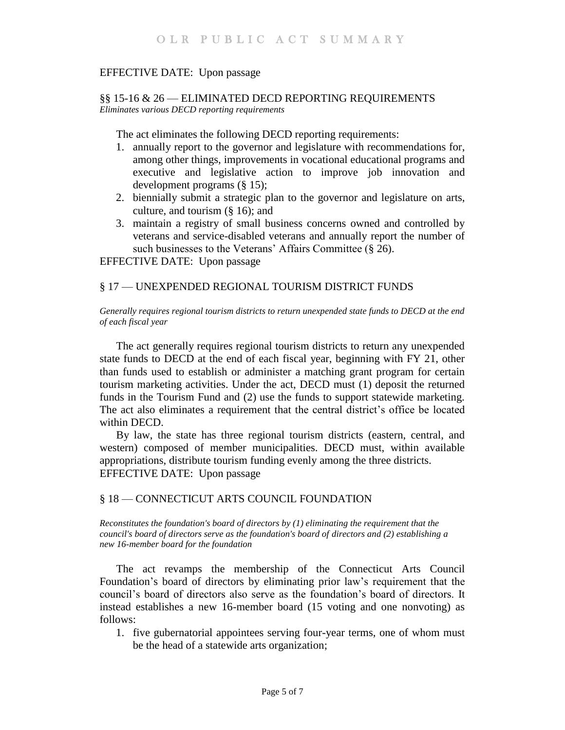EFFECTIVE DATE: Upon passage

## §§ 15-16 & 26 — ELIMINATED DECD REPORTING REQUIREMENTS

*Eliminates various DECD reporting requirements*

The act eliminates the following DECD reporting requirements:

1. annually report to the governor and legislature with recommendations for, among other things, improvements in vocational educational programs and executive and legislative action to improve job innovation and development programs (§ 15);
2. biennially submit a strategic plan to the governor and legislature on arts, culture, and tourism (§ 16); and
3. maintain a registry of small business concerns owned and controlled by veterans and service-disabled veterans and annually report the number of such businesses to the Veterans' Affairs Committee (§ 26).

EFFECTIVE DATE: Upon passage

## § 17 — UNEXPENDED REGIONAL TOURISM DISTRICT FUNDS

*Generally requires regional tourism districts to return unexpended state funds to DECD at the end of each fiscal year*

The act generally requires regional tourism districts to return any unexpended state funds to DECD at the end of each fiscal year, beginning with FY 21, other than funds used to establish or administer a matching grant program for certain tourism marketing activities. Under the act, DECD must (1) deposit the returned funds in the Tourism Fund and (2) use the funds to support statewide marketing. The act also eliminates a requirement that the central district's office be located within DECD.

By law, the state has three regional tourism districts (eastern, central, and western) composed of member municipalities. DECD must, within available appropriations, distribute tourism funding evenly among the three districts.

EFFECTIVE DATE: Upon passage

## § 18 — CONNECTICUT ARTS COUNCIL FOUNDATION

*Reconstitutes the foundation's board of directors by (1) eliminating the requirement that the council's board of directors serve as the foundation's board of directors and (2) establishing a new 16-member board for the foundation*

The act revamps the membership of the Connecticut Arts Council Foundation's board of directors by eliminating prior law's requirement that the council's board of directors also serve as the foundation's board of directors. It instead establishes a new 16-member board (15 voting and one nonvoting) as follows:

1. five gubernatorial appointees serving four-year terms, one of whom must be the head of a statewide arts organization;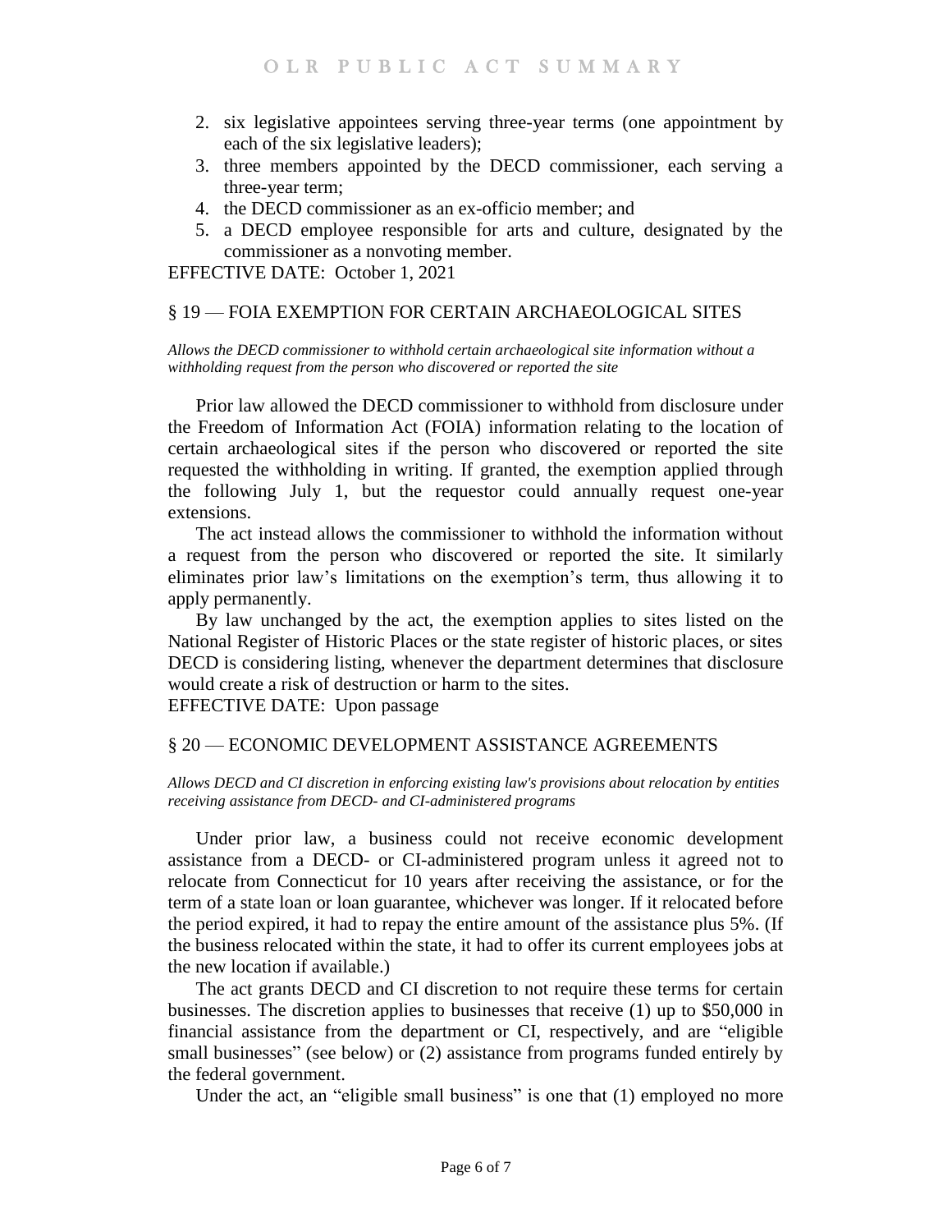2. six legislative appointees serving three-year terms (one appointment by each of the six legislative leaders);
3. three members appointed by the DECD commissioner, each serving a three-year term;
4. the DECD commissioner as an ex-officio member; and
5. a DECD employee responsible for arts and culture, designated by the commissioner as a nonvoting member.

EFFECTIVE DATE: October 1, 2021

## § 19 — FOIA EXEMPTION FOR CERTAIN ARCHAEOLOGICAL SITES

*Allows the DECD commissioner to withhold certain archaeological site information without a withholding request from the person who discovered or reported the site*

Prior law allowed the DECD commissioner to withhold from disclosure under the Freedom of Information Act (FOIA) information relating to the location of certain archaeological sites if the person who discovered or reported the site requested the withholding in writing. If granted, the exemption applied through the following July 1, but the requestor could annually request one-year extensions.

The act instead allows the commissioner to withhold the information without a request from the person who discovered or reported the site. It similarly eliminates prior law's limitations on the exemption's term, thus allowing it to apply permanently.

By law unchanged by the act, the exemption applies to sites listed on the National Register of Historic Places or the state register of historic places, or sites DECD is considering listing, whenever the department determines that disclosure would create a risk of destruction or harm to the sites.

EFFECTIVE DATE: Upon passage

## § 20 — ECONOMIC DEVELOPMENT ASSISTANCE AGREEMENTS

*Allows DECD and CI discretion in enforcing existing law's provisions about relocation by entities receiving assistance from DECD- and CI-administered programs*

Under prior law, a business could not receive economic development assistance from a DECD- or CI-administered program unless it agreed not to relocate from Connecticut for 10 years after receiving the assistance, or for the term of a state loan or loan guarantee, whichever was longer. If it relocated before the period expired, it had to repay the entire amount of the assistance plus 5%. (If the business relocated within the state, it had to offer its current employees jobs at the new location if available.)

The act grants DECD and CI discretion to not require these terms for certain businesses. The discretion applies to businesses that receive (1) up to $50,000 in financial assistance from the department or CI, respectively, and are "eligible small businesses" (see below) or (2) assistance from programs funded entirely by the federal government.

Under the act, an "eligible small business" is one that (1) employed no more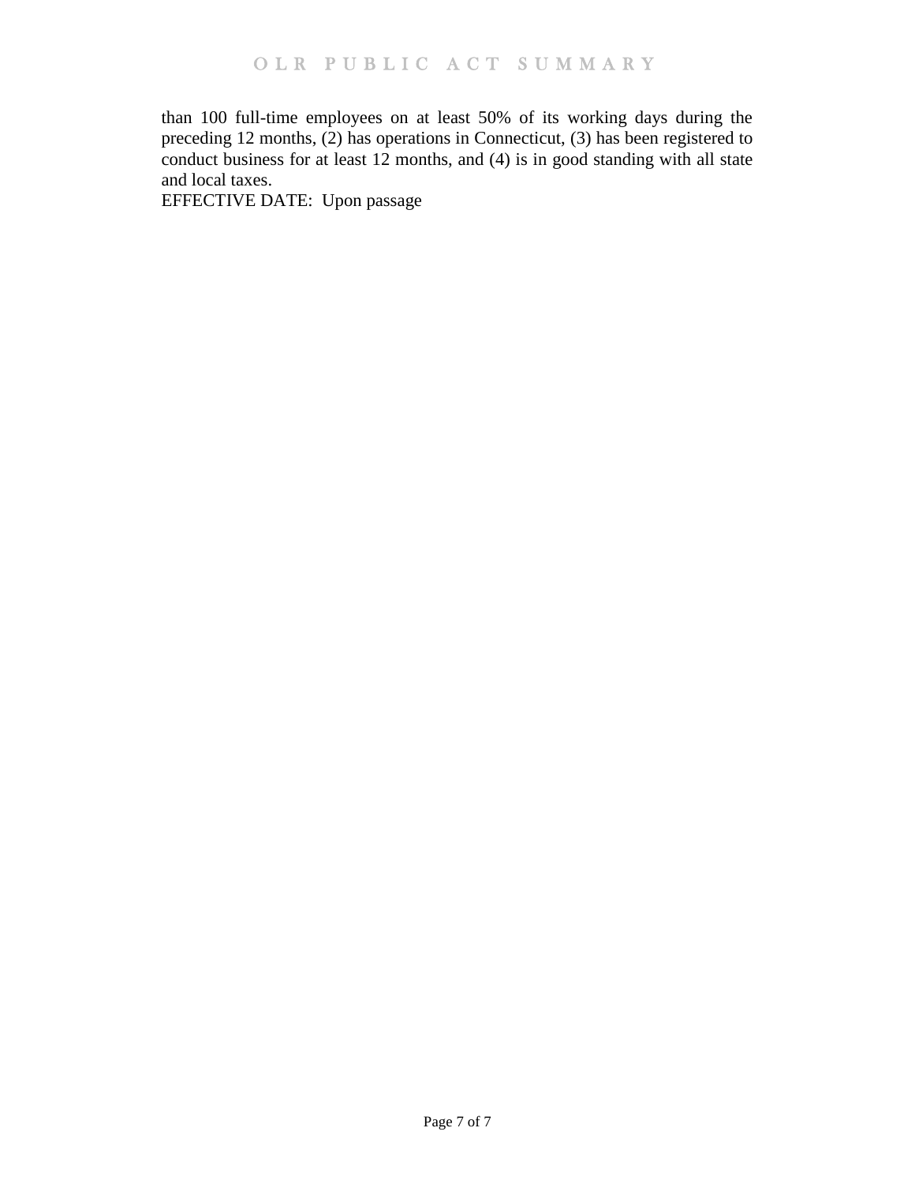than 100 full-time employees on at least 50% of its working days during the preceding 12 months, (2) has operations in Connecticut, (3) has been registered to conduct business for at least 12 months, and (4) is in good standing with all state and local taxes.

EFFECTIVE DATE: Upon passage